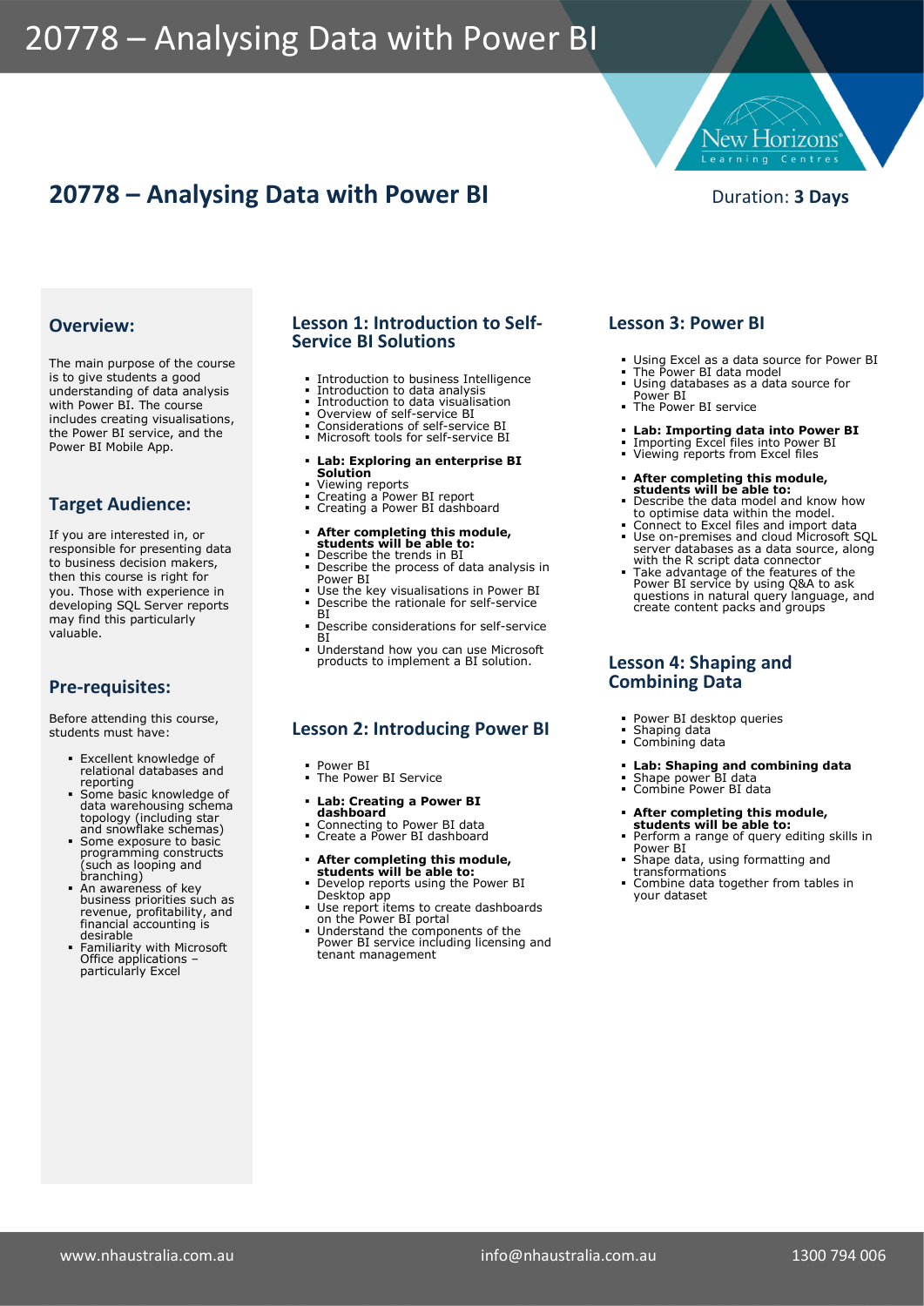# 20778 – Analysing Data with Power BI

Duration: **3 Days**

## Overview:

The main purpose of the course is to give students a good understanding of data analysis with Power BI. The course includes creating visualisations, the Power BI service, and the Power BI Mobile App.

## Target Audience:

If you are interested in, or responsible for presenting data to business decision makers, then this course is right for you. Those with experience in developing SQL Server reports may find this particularly valuable.

## Pre-requisites:

Before attending this course, students must have:

- Excellent knowledge of relational databases and reporting
- Some basic knowledge of data warehousing schema topology (including star and snowflake schemas)
- Some exposure to basic programming constructs (such as looping and branching)
- An awareness of key business priorities such as revenue, profitability, and financial accounting is desirable
- Familiarity with Microsoft Office applications – particularly Excel

## Lesson 1: Introduction to Self-Service BI Solutions

- Introduction to business Intelligence
- Introduction to data analysis
- Introduction to data visualisation
- Overview of self-service BI
- Considerations of self-service BI
- Microsoft tools for self-service BI

- **Lab: Exploring an enterprise BI Solution**
- Viewing reports
- Creating a Power BI report
- Creating a Power BI dashboard

- **After completing this module, students will be able to:**
- Describe the trends in BI
- Describe the process of data analysis in Power BI
- Use the key visualisations in Power BI
- Describe the rationale for self-service BI
- Describe considerations for self-service BI
- Understand how you can use Microsoft products to implement a BI solution.

## Lesson 2: Introducing Power BI

- Power BI
- The Power BI Service

- **Lab: Creating a Power BI dashboard**
- Connecting to Power BI data
- Create a Power BI dashboard

- **After completing this module, students will be able to:**
- Develop reports using the Power BI Desktop app
- Use report items to create dashboards on the Power BI portal
- Understand the components of the Power BI service including licensing and tenant management

## Lesson 3: Power BI

- Using Excel as a data source for Power BI
- The Power BI data model
- Using databases as a data source for Power BI
- The Power BI service

- **Lab: Importing data into Power BI**
- Importing Excel files into Power BI
- Viewing reports from Excel files

- **After completing this module, students will be able to:**
- Describe the data model and know how to optimise data within the model.
- Connect to Excel files and import data
- Use on-premises and cloud Microsoft SQL server databases as a data source, along with the R script data connector
- Take advantage of the features of the Power BI service by using Q&A to ask questions in natural query language, and create content packs and groups

## Lesson 4: Shaping and Combining Data

- Power BI desktop queries
- Shaping data
- Combining data

- **Lab: Shaping and combining data**
- Shape power BI data
- Combine Power BI data

- **After completing this module, students will be able to:**
- Perform a range of query editing skills in Power BI
- Shape data, using formatting and transformations
- Combine data together from tables in your dataset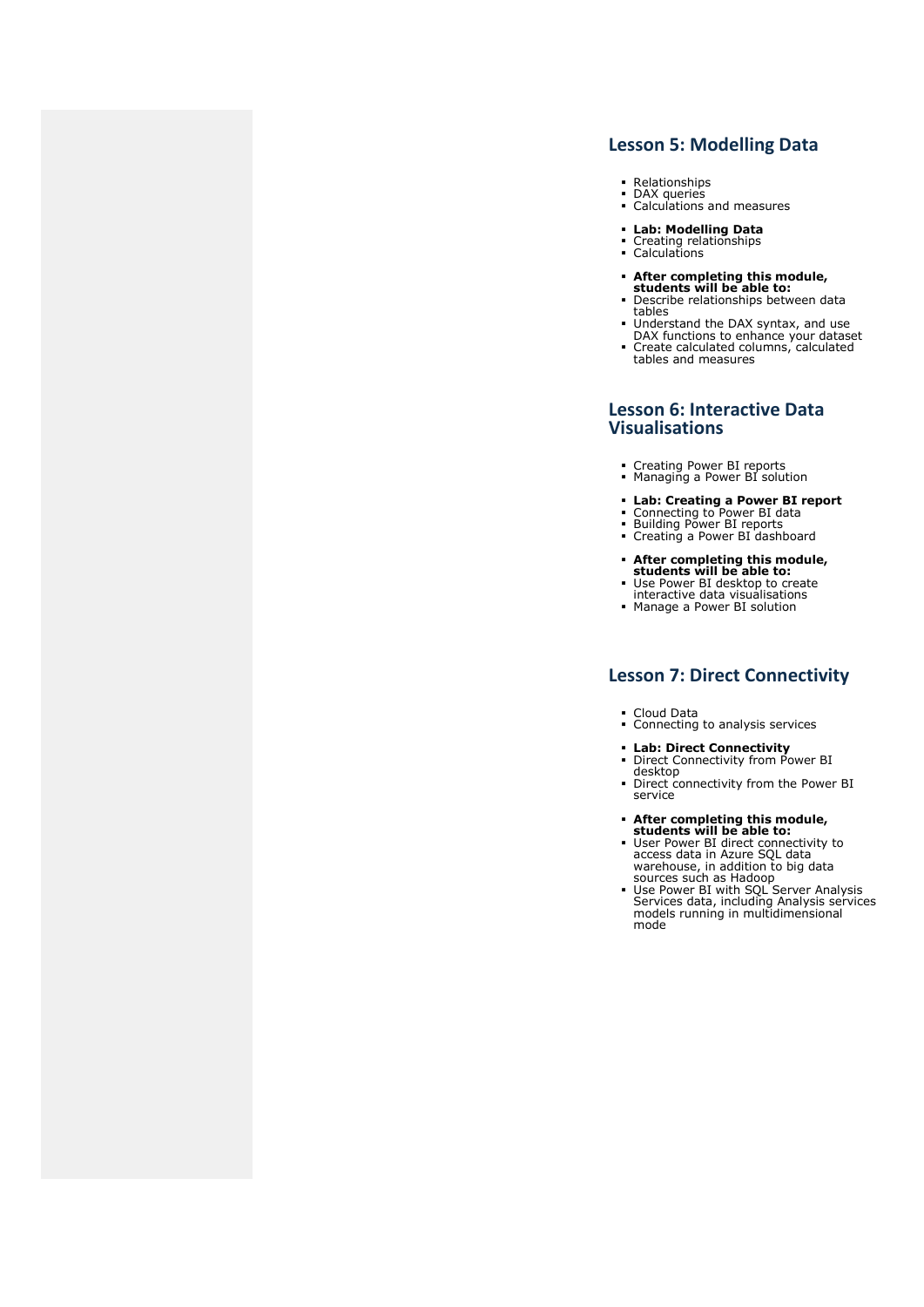## Lesson 5: Modelling Data

- Relationships
- DAX queries
- Calculations and measures

- **Lab: Modelling Data**
- Creating relationships
- Calculations

- **After completing this module, students will be able to:**
- Describe relationships between data tables
- Understand the DAX syntax, and use DAX functions to enhance your dataset
- Create calculated columns, calculated tables and measures

## Lesson 6: Interactive Data Visualisations

- Creating Power BI reports
- Managing a Power BI solution

- **Lab: Creating a Power BI report**
- Connecting to Power BI data
- Building Power BI reports
- Creating a Power BI dashboard

- **After completing this module, students will be able to:**
- Use Power BI desktop to create interactive data visualisations
- Manage a Power BI solution

## Lesson 7: Direct Connectivity

- Cloud Data
- Connecting to analysis services

- **Lab: Direct Connectivity**
- Direct Connectivity from Power BI desktop
- Direct connectivity from the Power BI service

- **After completing this module, students will be able to:**
- User Power BI direct connectivity to access data in Azure SQL data warehouse, in addition to big data sources such as Hadoop
- Use Power BI with SQL Server Analysis Services data, including Analysis services models running in multidimensional mode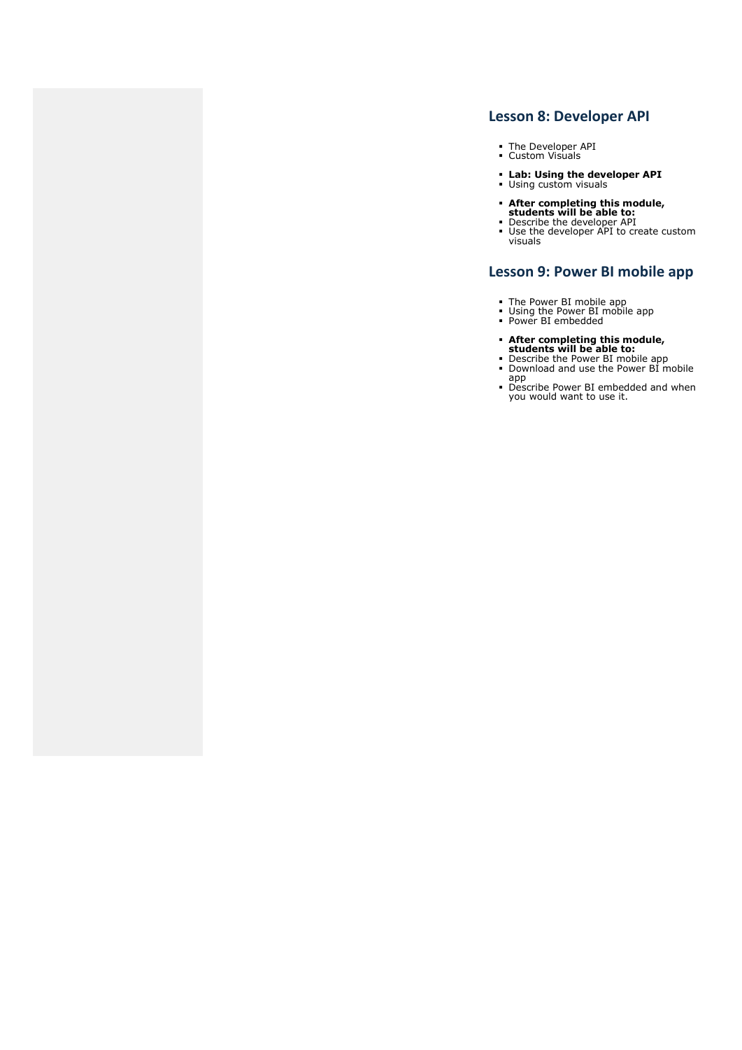## Lesson 8: Developer API

- The Developer API
- Custom Visuals

- **Lab: Using the developer API**
- Using custom visuals

- **After completing this module, students will be able to:**
- Describe the developer API
- Use the developer API to create custom visuals

## Lesson 9: Power BI mobile app

- The Power BI mobile app
- Using the Power BI mobile app
- Power BI embedded

- **After completing this module, students will be able to:**
- Describe the Power BI mobile app
- Download and use the Power BI mobile app
- Describe Power BI embedded and when you would want to use it.